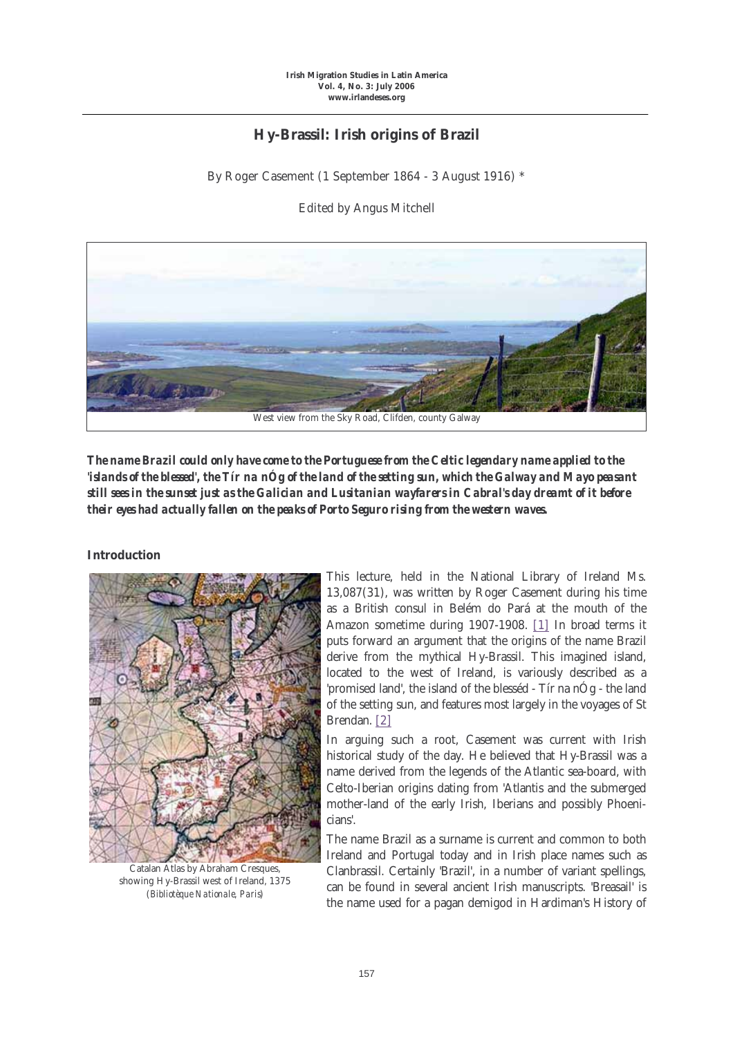# Hy-Brassil: Irish origins of Brazil

By Roger Casement (1 September 1864 - 3 August 1916) *

Edited by Angus Mitchell

West view from the Sky Road, Clifden, county Galway

***The name Brazil could only have come to the Portuguese from the Celtic legendary name applied to the 'islands of the blessed', the Tír na nÓg of the land of the setting sun, which the Galway and Mayo peasant still sees in the sunset just as the Galician and Lusitanian wayfarers in Cabral's day dreamt of it before their eyes had actually fallen on the peaks of Porto Seguro rising from the western waves.***

## Introduction

Catalan Atlas by Abraham Cresques, showing Hy-Brassil west of Ireland, 1375 *(Bibliotèque Nationale, Paris)*

This lecture, held in the National Library of Ireland Ms. 13,087(31), was written by Roger Casement during his time as a British consul in Belém do Pará at the mouth of the Amazon sometime during 1907-1908. [1] In broad terms it puts forward an argument that the origins of the name Brazil derive from the mythical Hy-Brassil. This imagined island, located to the west of Ireland, is variously described as a 'promised land', the island of the blesséd - Tír na nÓg - the land of the setting sun, and features most largely in the voyages of St Brendan. [2]

In arguing such a root, Casement was current with Irish historical study of the day. He believed that Hy-Brassil was a name derived from the legends of the Atlantic sea-board, with Celto-Iberian origins dating from 'Atlantis and the submerged mother-land of the early Irish, Iberians and possibly Phoenicians'.

The name Brazil as a surname is current and common to both Ireland and Portugal today and in Irish place names such as Clanbrassil. Certainly 'Brazil', in a number of variant spellings, can be found in several ancient Irish manuscripts. 'Breasail' is the name used for a pagan demigod in Hardiman's History of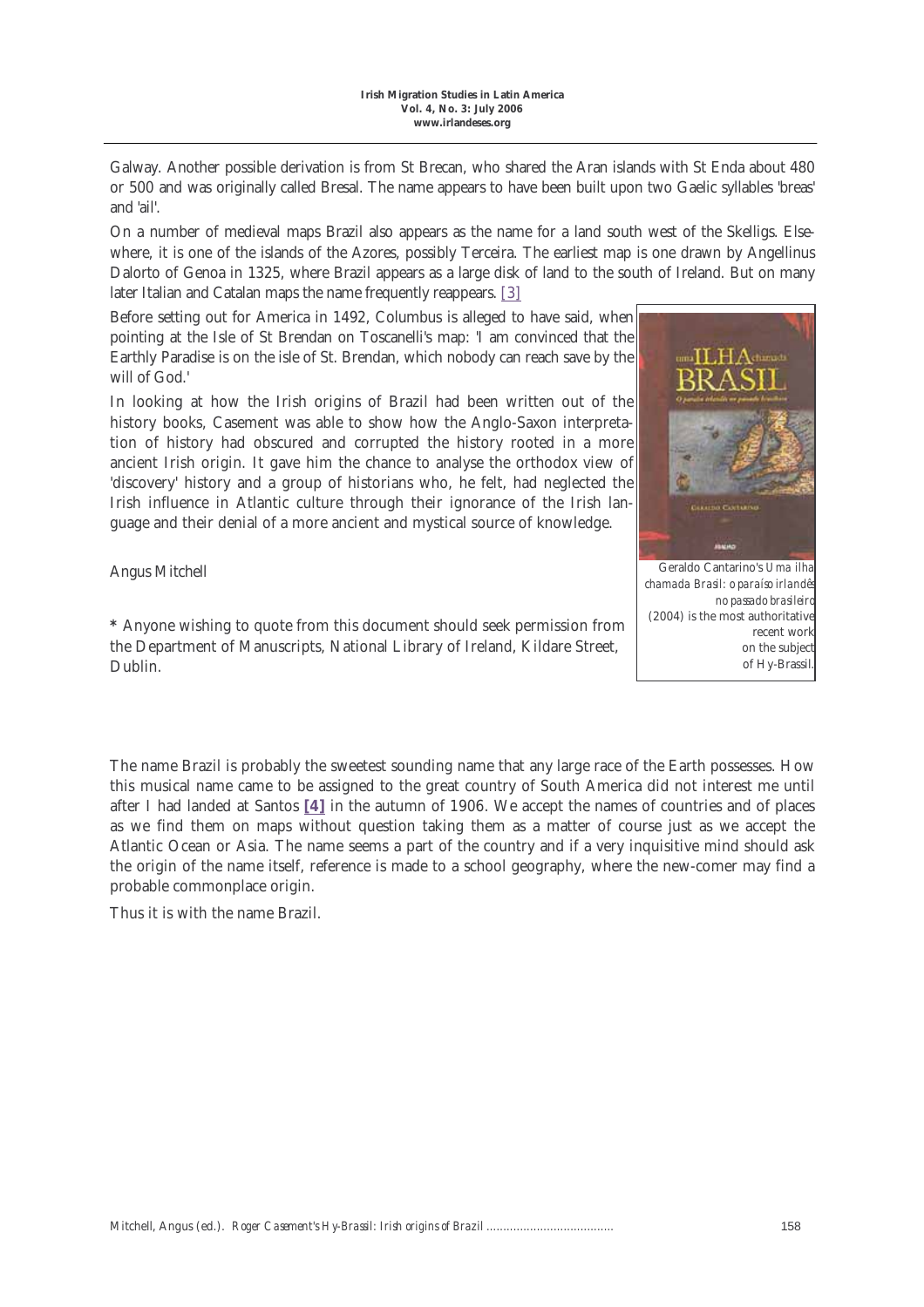Galway. Another possible derivation is from St Brecan, who shared the Aran islands with St Enda about 480 or 500 and was originally called Bresal. The name appears to have been built upon two Gaelic syllables 'breas' and 'ail'.

On a number of medieval maps Brazil also appears as the name for a land south west of the Skelligs. Elsewhere, it is one of the islands of the Azores, possibly Terceira. The earliest map is one drawn by Angellinus Dalorto of Genoa in 1325, where Brazil appears as a large disk of land to the south of Ireland. But on many later Italian and Catalan maps the name frequently reappears. [3]

Before setting out for America in 1492, Columbus is alleged to have said, when pointing at the Isle of St Brendan on Toscanelli's map: 'I am convinced that the Earthly Paradise is on the isle of St. Brendan, which nobody can reach save by the will of God.'

In looking at how the Irish origins of Brazil had been written out of the history books, Casement was able to show how the Anglo-Saxon interpretation of history had obscured and corrupted the history rooted in a more ancient Irish origin. It gave him the chance to analyse the orthodox view of 'discovery' history and a group of historians who, he felt, had neglected the Irish influence in Atlantic culture through their ignorance of the Irish language and their denial of a more ancient and mystical source of knowledge.

Geraldo Cantarino's *Uma ilha chamada Brasil: o paraíso irlandês no passado brasileiro* (2004) is the most authoritative recent work on the subject of Hy-Brassil.

Angus Mitchell

**\*** Anyone wishing to quote from this document should seek permission from the Department of Manuscripts, National Library of Ireland, Kildare Street, Dublin.

The name Brazil is probably the sweetest sounding name that any large race of the Earth possesses. How this musical name came to be assigned to the great country of South America did not interest me until after I had landed at Santos **[4]** in the autumn of 1906. We accept the names of countries and of places as we find them on maps without question taking them as a matter of course just as we accept the Atlantic Ocean or Asia. The name seems a part of the country and if a very inquisitive mind should ask the origin of the name itself, reference is made to a school geography, where the new-comer may find a probable commonplace origin.

Thus it is with the name Brazil.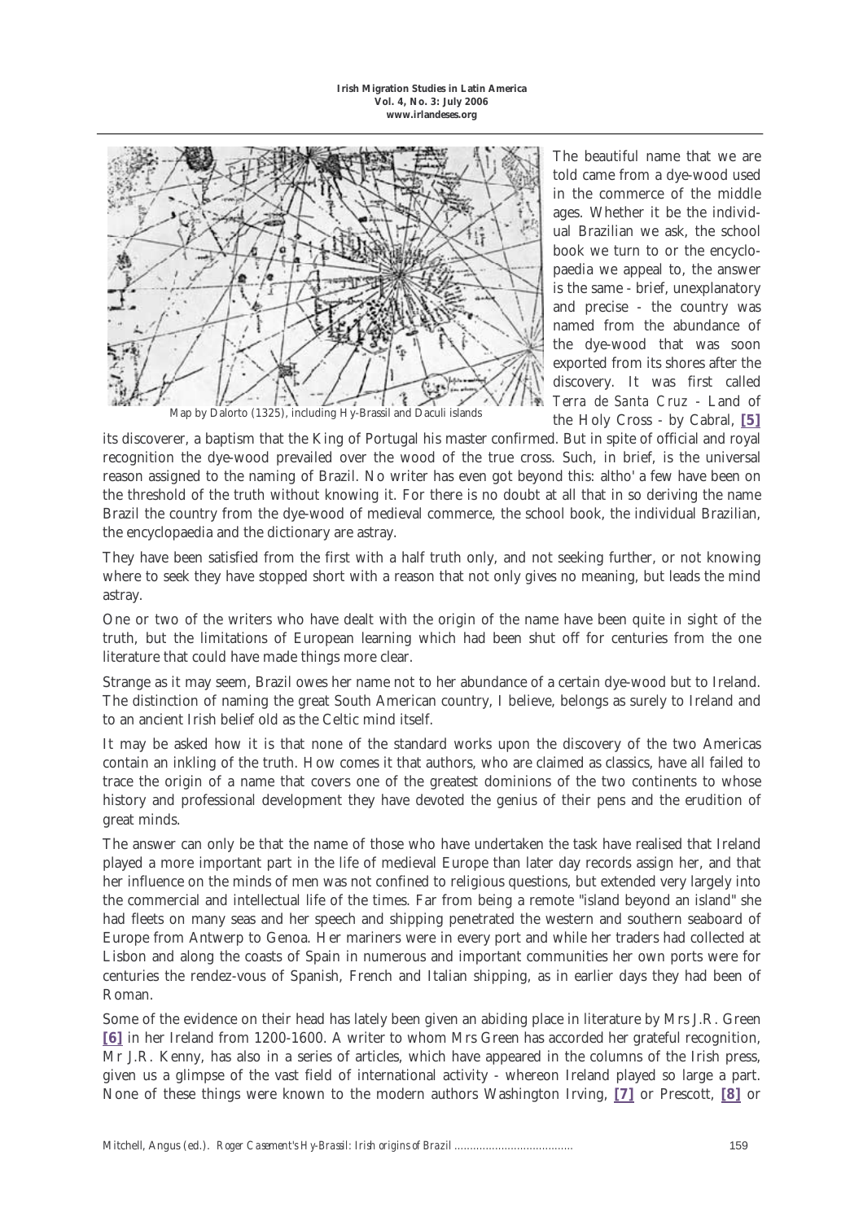Map by Dalorto (1325), including Hy-Brassil and Daculi islands

The beautiful name that we are told came from a dye-wood used in the commerce of the middle ages. Whether it be the individual Brazilian we ask, the school book we turn to or the encyclopaedia we appeal to, the answer is the same - brief, unexplanatory and precise - the country was named from the abundance of the dye-wood that was soon exported from its shores after the discovery. It was first called *Terra de Santa Cruz* - Land of the Holy Cross - by Cabral, **[5]** its discoverer, a baptism that the King of Portugal his master confirmed. But in spite of official and royal recognition the dye-wood prevailed over the wood of the true cross. Such, in brief, is the universal reason assigned to the naming of Brazil. No writer has even got beyond this: altho' a few have been on the threshold of the truth without knowing it. For there is no doubt at all that in so deriving the name Brazil the country from the dye-wood of medieval commerce, the school book, the individual Brazilian, the encyclopaedia and the dictionary are astray.

They have been satisfied from the first with a half truth only, and not seeking further, or not knowing where to seek they have stopped short with a reason that not only gives no meaning, but leads the mind astray.

One or two of the writers who have dealt with the origin of the name have been quite in sight of the truth, but the limitations of European learning which had been shut off for centuries from the one literature that could have made things more clear.

Strange as it may seem, Brazil owes her name not to her abundance of a certain dye-wood but to Ireland. The distinction of naming the great South American country, I believe, belongs as surely to Ireland and to an ancient Irish belief old as the Celtic mind itself.

It may be asked how it is that none of the standard works upon the discovery of the two Americas contain an inkling of the truth. How comes it that authors, who are claimed as classics, have all failed to trace the origin of a name that covers one of the greatest dominions of the two continents to whose history and professional development they have devoted the genius of their pens and the erudition of great minds.

The answer can only be that the name of those who have undertaken the task have realised that Ireland played a more important part in the life of medieval Europe than later day records assign her, and that her influence on the minds of men was not confined to religious questions, but extended very largely into the commercial and intellectual life of the times. Far from being a remote "island beyond an island" she had fleets on many seas and her speech and shipping penetrated the western and southern seaboard of Europe from Antwerp to Genoa. Her mariners were in every port and while her traders had collected at Lisbon and along the coasts of Spain in numerous and important communities her own ports were for centuries the rendez-vous of Spanish, French and Italian shipping, as in earlier days they had been of Roman.

Some of the evidence on their head has lately been given an abiding place in literature by Mrs J.R. Green **[6]** in her Ireland from 1200-1600. A writer to whom Mrs Green has accorded her grateful recognition, Mr J.R. Kenny, has also in a series of articles, which have appeared in the columns of the Irish press, given us a glimpse of the vast field of international activity - whereon Ireland played so large a part. None of these things were known to the modern authors Washington Irving, **[7]** or Prescott, **[8]** or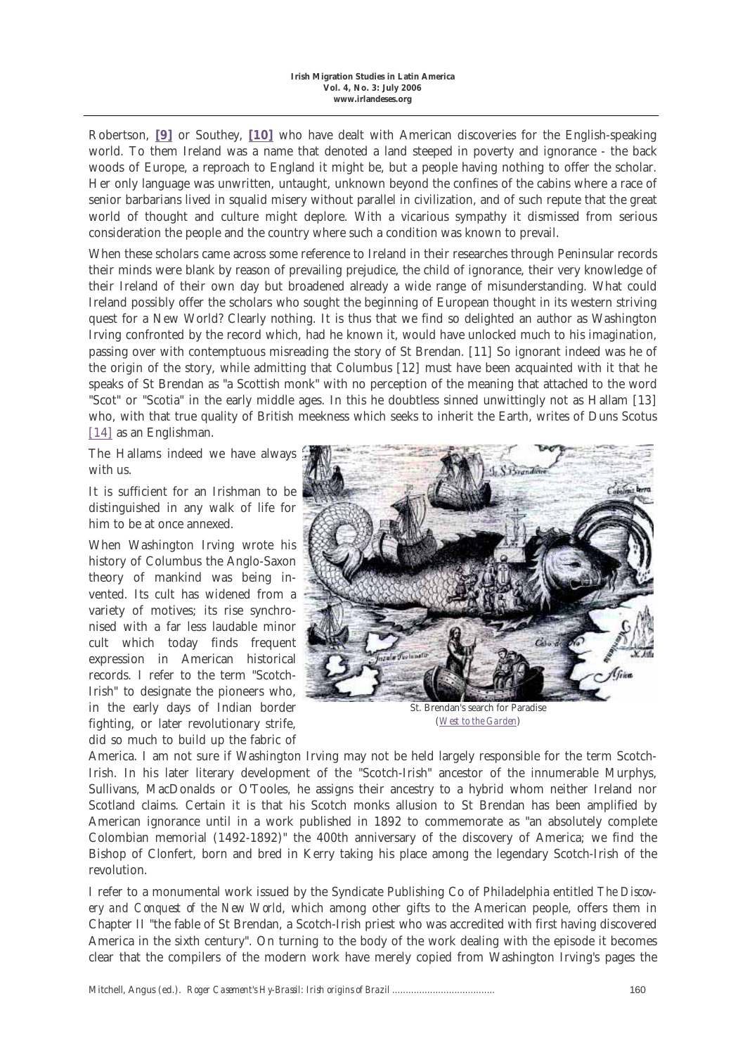Robertson, [9] or Southey, [10] who have dealt with American discoveries for the English-speaking world. To them Ireland was a name that denoted a land steeped in poverty and ignorance - the back woods of Europe, a reproach to England it might be, but a people having nothing to offer the scholar. Her only language was unwritten, untaught, unknown beyond the confines of the cabins where a race of senior barbarians lived in squalid misery without parallel in civilization, and of such repute that the great world of thought and culture might deplore. With a vicarious sympathy it dismissed from serious consideration the people and the country where such a condition was known to prevail.

When these scholars came across some reference to Ireland in their researches through Peninsular records their minds were blank by reason of prevailing prejudice, the child of ignorance, their very knowledge of their Ireland of their own day but broadened already a wide range of misunderstanding. What could Ireland possibly offer the scholars who sought the beginning of European thought in its western striving quest for a New World? Clearly nothing. It is thus that we find so delighted an author as Washington Irving confronted by the record which, had he known it, would have unlocked much to his imagination, passing over with contemptuous misreading the story of St Brendan. [11] So ignorant indeed was he of the origin of the story, while admitting that Columbus [12] must have been acquainted with it that he speaks of St Brendan as "a Scottish monk" with no perception of the meaning that attached to the word "Scot" or "Scotia" in the early middle ages. In this he doubtless sinned unwittingly not as Hallam [13] who, with that true quality of British meekness which seeks to inherit the Earth, writes of Duns Scotus [14] as an Englishman.

The Hallams indeed we have always with us.

It is sufficient for an Irishman to be distinguished in any walk of life for him to be at once annexed.

When Washington Irving wrote his history of Columbus the Anglo-Saxon theory of mankind was being invented. Its cult has widened from a variety of motives; its rise synchronised with a far less laudable minor cult which today finds frequent expression in American historical records. I refer to the term "Scotch-Irish" to designate the pioneers who, in the early days of Indian border fighting, or later revolutionary strife, did so much to build up the fabric of America. I am not sure if Washington Irving may not be held largely responsible for the term Scotch-Irish. In his later literary development of the "Scotch-Irish" ancestor of the innumerable Murphys, Sullivans, MacDonalds or O'Tooles, he assigns their ancestry to a hybrid whom neither Ireland nor Scotland claims. Certain it is that his Scotch monks allusion to St Brendan has been amplified by American ignorance until in a work published in 1892 to commemorate as "an absolutely complete Colombian memorial (1492-1892)" the 400th anniversary of the discovery of America; we find the Bishop of Clonfert, born and bred in Kerry taking his place among the legendary Scotch-Irish of the revolution.

St. Brendan's search for Paradise
(*West to the Garden*)

I refer to a monumental work issued by the Syndicate Publishing Co of Philadelphia entitled *The Discovery and Conquest of the New World*, which among other gifts to the American people, offers them in Chapter II "the fable of St Brendan, a Scotch-Irish priest who was accredited with first having discovered America in the sixth century". On turning to the body of the work dealing with the episode it becomes clear that the compilers of the modern work have merely copied from Washington Irving's pages the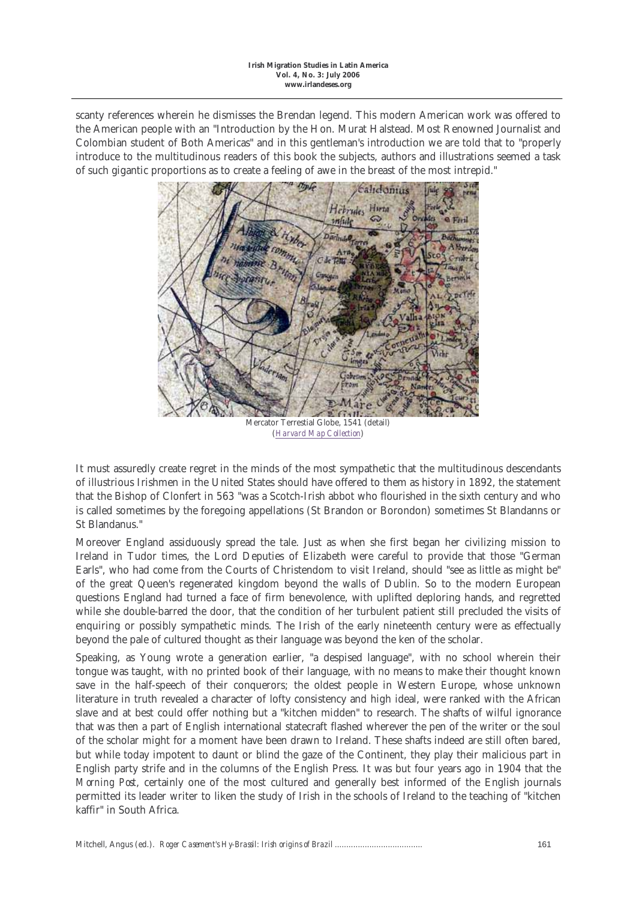scanty references wherein he dismisses the Brendan legend. This modern American work was offered to the American people with an "Introduction by the Hon. Murat Halstead. Most Renowned Journalist and Colombian student of Both Americas" and in this gentleman's introduction we are told that to "properly introduce to the multitudinous readers of this book the subjects, authors and illustrations seemed a task of such gigantic proportions as to create a feeling of awe in the breast of the most intrepid."

Mercator Terrestial Globe, 1541 (detail)
(*Harvard Map Collection*)

It must assuredly create regret in the minds of the most sympathetic that the multitudinous descendants of illustrious Irishmen in the United States should have offered to them as history in 1892, the statement that the Bishop of Clonfert in 563 "was a Scotch-Irish abbot who flourished in the sixth century and who is called sometimes by the foregoing appellations (St Brandon or Borondon) sometimes St Blandanns or St Blandanus."

Moreover England assiduously spread the tale. Just as when she first began her civilizing mission to Ireland in Tudor times, the Lord Deputies of Elizabeth were careful to provide that those "German Earls", who had come from the Courts of Christendom to visit Ireland, should "see as little as might be" of the great Queen's regenerated kingdom beyond the walls of Dublin. So to the modern European questions England had turned a face of firm benevolence, with uplifted deploring hands, and regretted while she double-barred the door, that the condition of her turbulent patient still precluded the visits of enquiring or possibly sympathetic minds. The Irish of the early nineteenth century were as effectually beyond the pale of cultured thought as their language was beyond the ken of the scholar.

Speaking, as Young wrote a generation earlier, "a despised language", with no school wherein their tongue was taught, with no printed book of their language, with no means to make their thought known save in the half-speech of their conquerors; the oldest people in Western Europe, whose unknown literature in truth revealed a character of lofty consistency and high ideal, were ranked with the African slave and at best could offer nothing but a "kitchen midden" to research. The shafts of wilful ignorance that was then a part of English international statecraft flashed wherever the pen of the writer or the soul of the scholar might for a moment have been drawn to Ireland. These shafts indeed are still often bared, but while today impotent to daunt or blind the gaze of the Continent, they play their malicious part in English party strife and in the columns of the English Press. It was but four years ago in 1904 that the *Morning Post*, certainly one of the most cultured and generally best informed of the English journals permitted its leader writer to liken the study of Irish in the schools of Ireland to the teaching of "kitchen kaffir" in South Africa.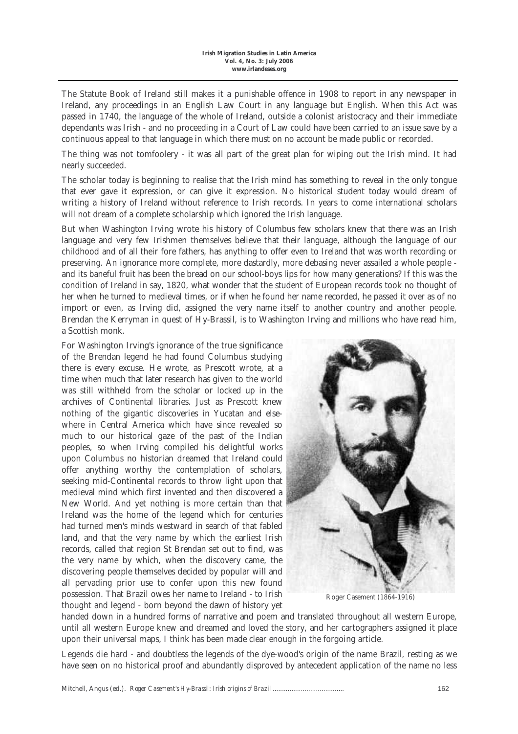The Statute Book of Ireland still makes it a punishable offence in 1908 to report in any newspaper in Ireland, any proceedings in an English Law Court in any language but English. When this Act was passed in 1740, the language of the whole of Ireland, outside a colonist aristocracy and their immediate dependants was Irish - and no proceeding in a Court of Law could have been carried to an issue save by a continuous appeal to that language in which there must on no account be made public or recorded.

The thing was not tomfoolery - it was all part of the great plan for wiping out the Irish mind. It had nearly succeeded.

The scholar today is beginning to realise that the Irish mind has something to reveal in the only tongue that ever gave it expression, or can give it expression. No historical student today would dream of writing a history of Ireland without reference to Irish records. In years to come international scholars will not dream of a complete scholarship which ignored the Irish language.

But when Washington Irving wrote his history of Columbus few scholars knew that there was an Irish language and very few Irishmen themselves believe that their language, although the language of our childhood and of all their fore fathers, has anything to offer even to Ireland that was worth recording or preserving. An ignorance more complete, more dastardly, more debasing never assailed a whole people - and its baneful fruit has been the bread on our school-boys lips for how many generations? If this was the condition of Ireland in say, 1820, what wonder that the student of European records took no thought of her when he turned to medieval times, or if when he found her name recorded, he passed it over as of no import or even, as Irving did, assigned the very name itself to another country and another people. Brendan the Kerryman in quest of Hy-Brassil, is to Washington Irving and millions who have read him, a Scottish monk.

For Washington Irving's ignorance of the true significance of the Brendan legend he had found Columbus studying there is every excuse. He wrote, as Prescott wrote, at a time when much that later research has given to the world was still withheld from the scholar or locked up in the archives of Continental libraries. Just as Prescott knew nothing of the gigantic discoveries in Yucatan and elsewhere in Central America which have since revealed so much to our historical gaze of the past of the Indian peoples, so when Irving compiled his delightful works upon Columbus no historian dreamed that Ireland could offer anything worthy the contemplation of scholars, seeking mid-Continental records to throw light upon that medieval mind which first invented and then discovered a New World. And yet nothing is more certain than that Ireland was the home of the legend which for centuries had turned men's minds westward in search of that fabled land, and that the very name by which the earliest Irish records, called that region St Brendan set out to find, was the very name by which, when the discovery came, the discovering people themselves decided by popular will and all pervading prior use to confer upon this new found possession. That Brazil owes her name to Ireland - to Irish thought and legend - born beyond the dawn of history yet handed down in a hundred forms of narrative and poem and translated throughout all western Europe, until all western Europe knew and dreamed and loved the story, and her cartographers assigned it place upon their universal maps, I think has been made clear enough in the forgoing article.

Roger Casement (1864-1916)

Legends die hard - and doubtless the legends of the dye-wood's origin of the name Brazil, resting as we have seen on no historical proof and abundantly disproved by antecedent application of the name no less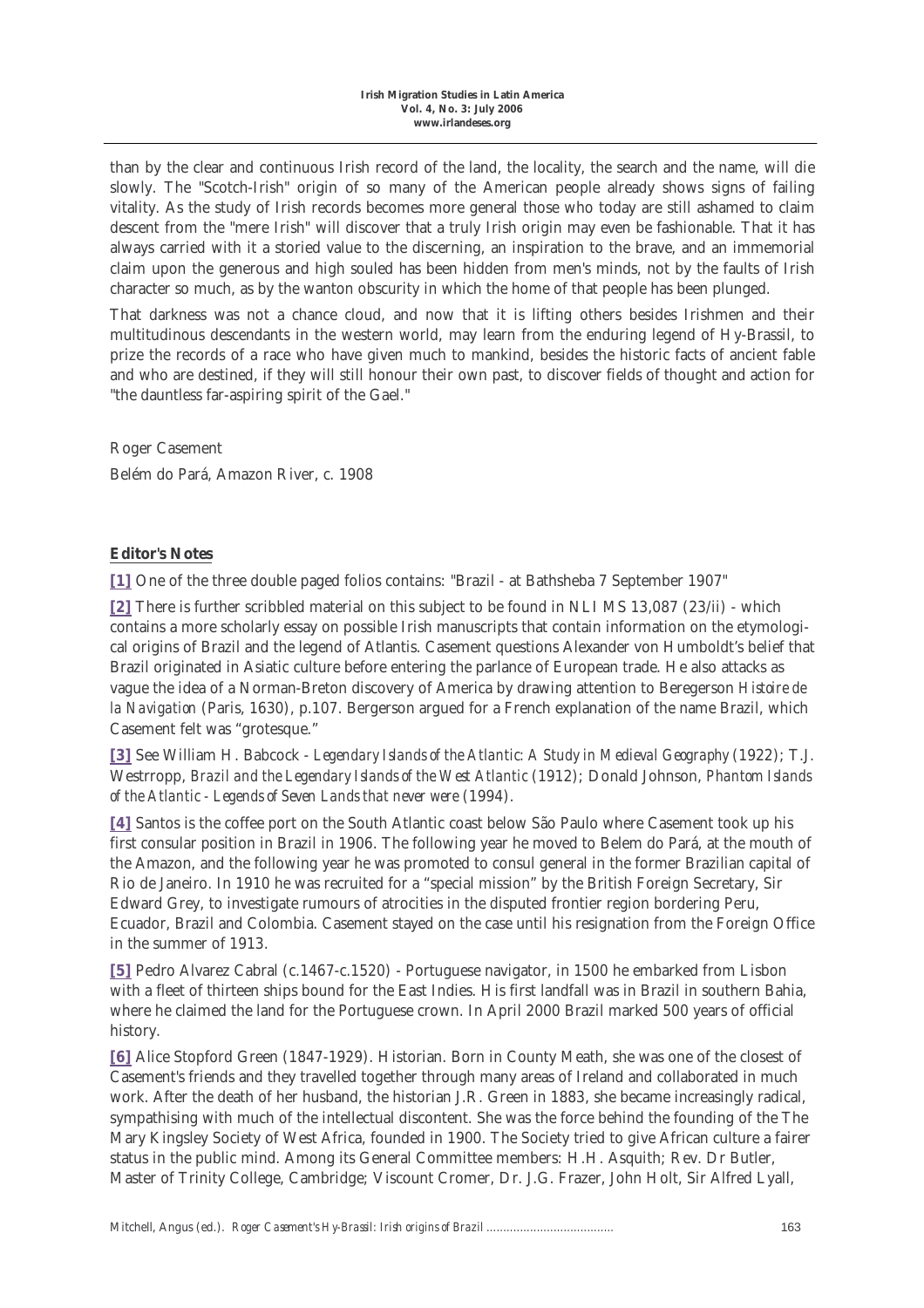than by the clear and continuous Irish record of the land, the locality, the search and the name, will die slowly. The "Scotch-Irish" origin of so many of the American people already shows signs of failing vitality. As the study of Irish records becomes more general those who today are still ashamed to claim descent from the "mere Irish" will discover that a truly Irish origin may even be fashionable. That it has always carried with it a storied value to the discerning, an inspiration to the brave, and an immemorial claim upon the generous and high souled has been hidden from men's minds, not by the faults of Irish character so much, as by the wanton obscurity in which the home of that people has been plunged.

That darkness was not a chance cloud, and now that it is lifting others besides Irishmen and their multitudinous descendants in the western world, may learn from the enduring legend of Hy-Brassil, to prize the records of a race who have given much to mankind, besides the historic facts of ancient fable and who are destined, if they will still honour their own past, to discover fields of thought and action for "the dauntless far-aspiring spirit of the Gael."

Roger Casement

Belém do Pará, Amazon River, c. 1908

**Editor's Notes**

**[1]** One of the three double paged folios contains: "Brazil - at Bathsheba 7 September 1907"

**[2]** There is further scribbled material on this subject to be found in NLI MS 13,087 (23/ii) - which contains a more scholarly essay on possible Irish manuscripts that contain information on the etymological origins of Brazil and the legend of Atlantis. Casement questions Alexander von Humboldt's belief that Brazil originated in Asiatic culture before entering the parlance of European trade. He also attacks as vague the idea of a Norman-Breton discovery of America by drawing attention to Beregerson *Histoire de la Navigation* (Paris, 1630), p.107. Bergerson argued for a French explanation of the name Brazil, which Casement felt was "grotesque."

**[3]** See William H. Babcock - *Legendary Islands of the Atlantic: A Study in Medieval Geography* (1922); T.J. Westrropp, *Brazil and the Legendary Islands of the West Atlantic* (1912); Donald Johnson, *Phantom Islands of the Atlantic - Legends of Seven Lands that never were* (1994).

**[4]** Santos is the coffee port on the South Atlantic coast below São Paulo where Casement took up his first consular position in Brazil in 1906. The following year he moved to Belem do Pará, at the mouth of the Amazon, and the following year he was promoted to consul general in the former Brazilian capital of Rio de Janeiro. In 1910 he was recruited for a "special mission" by the British Foreign Secretary, Sir Edward Grey, to investigate rumours of atrocities in the disputed frontier region bordering Peru, Ecuador, Brazil and Colombia. Casement stayed on the case until his resignation from the Foreign Office in the summer of 1913.

**[5]** Pedro Alvarez Cabral (c.1467-c.1520) - Portuguese navigator, in 1500 he embarked from Lisbon with a fleet of thirteen ships bound for the East Indies. His first landfall was in Brazil in southern Bahia, where he claimed the land for the Portuguese crown. In April 2000 Brazil marked 500 years of official history.

**[6]** Alice Stopford Green (1847-1929). Historian. Born in County Meath, she was one of the closest of Casement's friends and they travelled together through many areas of Ireland and collaborated in much work. After the death of her husband, the historian J.R. Green in 1883, she became increasingly radical, sympathising with much of the intellectual discontent. She was the force behind the founding of the The Mary Kingsley Society of West Africa, founded in 1900. The Society tried to give African culture a fairer status in the public mind. Among its General Committee members: H.H. Asquith; Rev. Dr Butler, Master of Trinity College, Cambridge; Viscount Cromer, Dr. J.G. Frazer, John Holt, Sir Alfred Lyall,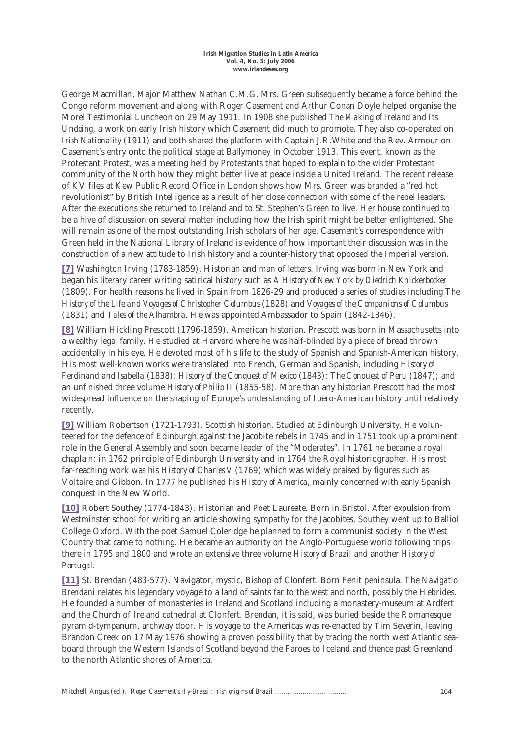George Macmillan, Major Matthew Nathan C.M.G. Mrs. Green subsequently became a force behind the Congo reform movement and along with Roger Casement and Arthur Conan Doyle helped organise the Morel Testimonial Luncheon on 29 May 1911. In 1908 she published *The Making of Ireland and Its Undoing*, a work on early Irish history which Casement did much to promote. They also co-operated on *Irish Nationality* (1911) and both shared the platform with Captain J.R.White and the Rev. Armour on Casement's entry onto the political stage at Ballymoney in October 1913. This event, known as the Protestant Protest, was a meeting held by Protestants that hoped to explain to the wider Protestant community of the North how they might better live at peace inside a United Ireland. The recent release of KV files at Kew Public Record Office in London shows how Mrs. Green was branded a "red hot revolutionist" by British Intelligence as a result of her close connection with some of the rebel leaders. After the executions she returned to Ireland and to St. Stephen's Green to live. Her house continued to be a hive of discussion on several matter including how the Irish spirit might be better enlightened. She will remain as one of the most outstanding Irish scholars of her age. Casement's correspondence with Green held in the National Library of Ireland is evidence of how important their discussion was in the construction of a new attitude to Irish history and a counter-history that opposed the Imperial version.

**[7]** Washington Irving (1783-1859). Historian and man of letters. Irving was born in New York and began his literary career writing satirical history such as *A History of New York by Diedrich Knickerbocker* (1809). For health reasons he lived in Spain from 1826-29 and produced a series of studies including *The History of the Life and Voyages of Christopher Columbus* (1828) and *Voyages of the Companions of Columbus* (1831) and *Tales of the Alhambra.* He was appointed Ambassador to Spain (1842-1846).

**[8]** William Hickling Prescott (1796-1859). American historian. Prescott was born in Massachusetts into a wealthy legal family. He studied at Harvard where he was half-blinded by a piece of bread thrown accidentally in his eye. He devoted most of his life to the study of Spanish and Spanish-American history. His most well-known works were translated into French, German and Spanish, including *History of Ferdinand and Isabella* (1838); *History of the Conquest of Mexico* (1843); *The Conquest of Peru* (1847); and an unfinished three volume *History of Philip II* (1855-58). More than any historian Prescott had the most widespread influence on the shaping of Europe's understanding of Ibero-American history until relatively recently.

**[9]** William Robertson (1721-1793). Scottish historian. Studied at Edinburgh University. He volunteered for the defence of Edinburgh against the Jacobite rebels in 1745 and in 1751 took up a prominent role in the General Assembly and soon became leader of the "Moderates". In 1761 he became a royal chaplain; in 1762 principle of Edinburgh University and in 1764 the Royal historiographer. His most far-reaching work was his *History of Charles V* (1769) which was widely praised by figures such as Voltaire and Gibbon. In 1777 he published his *History of America*, mainly concerned with early Spanish conquest in the New World.

**[10]** Robert Southey (1774-1843). Historian and Poet Laureate. Born in Bristol. After expulsion from Westminster school for writing an article showing sympathy for the Jacobites, Southey went up to Balliol College Oxford. With the poet Samuel Coleridge he planned to form a communist society in the West Country that came to nothing. He became an authority on the Anglo-Portuguese world following trips there in 1795 and 1800 and wrote an extensive three volume *History of Brazil* and another *History of Portugal*.

**[11]** St. Brendan (483-577). Navigator, mystic, Bishop of Clonfert. Born Fenit peninsula. The *Navigatio Brendani* relates his legendary voyage to a land of saints far to the west and north, possibly the Hebrides. He founded a number of monasteries in Ireland and Scotland including a monastery-museum at Ardfert and the Church of Ireland cathedral at Clonfert. Brendan, it is said, was buried beside the Romanesque pyramid-tympanum, archway door. His voyage to the Americas was re-enacted by Tim Severin, leaving Brandon Creek on 17 May 1976 showing a proven possibility that by tracing the north west Atlantic seaboard through the Western Islands of Scotland beyond the Faroes to Iceland and thence past Greenland to the north Atlantic shores of America.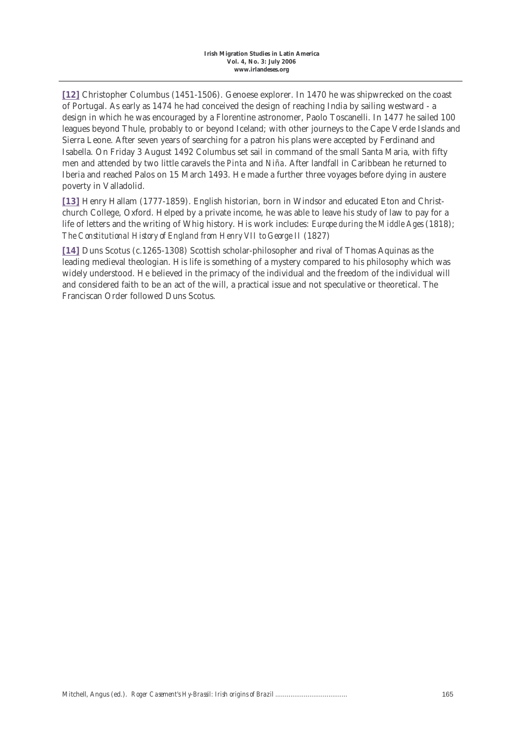**[12]** Christopher Columbus (1451-1506). Genoese explorer. In 1470 he was shipwrecked on the coast of Portugal. As early as 1474 he had conceived the design of reaching India by sailing westward - a design in which he was encouraged by a Florentine astronomer, Paolo Toscanelli. In 1477 he sailed 100 leagues beyond Thule, probably to or beyond Iceland; with other journeys to the Cape Verde Islands and Sierra Leone. After seven years of searching for a patron his plans were accepted by Ferdinand and Isabella. On Friday 3 August 1492 Columbus set sail in command of the small Santa Maria, with fifty men and attended by two little caravels the *Pinta* and *Niña*. After landfall in Caribbean he returned to Iberia and reached Palos on 15 March 1493. He made a further three voyages before dying in austere poverty in Valladolid.

**[13]** Henry Hallam (1777-1859). English historian, born in Windsor and educated Eton and Christ-church College, Oxford. Helped by a private income, he was able to leave his study of law to pay for a life of letters and the writing of Whig history. His work includes: *Europe during the Middle Ages* (1818); *The Constitutional History of England from Henry VII to George II* (1827)

**[14]** Duns Scotus (c.1265-1308) Scottish scholar-philosopher and rival of Thomas Aquinas as the leading medieval theologian. His life is something of a mystery compared to his philosophy which was widely understood. He believed in the primacy of the individual and the freedom of the individual will and considered faith to be an act of the will, a practical issue and not speculative or theoretical. The Franciscan Order followed Duns Scotus.